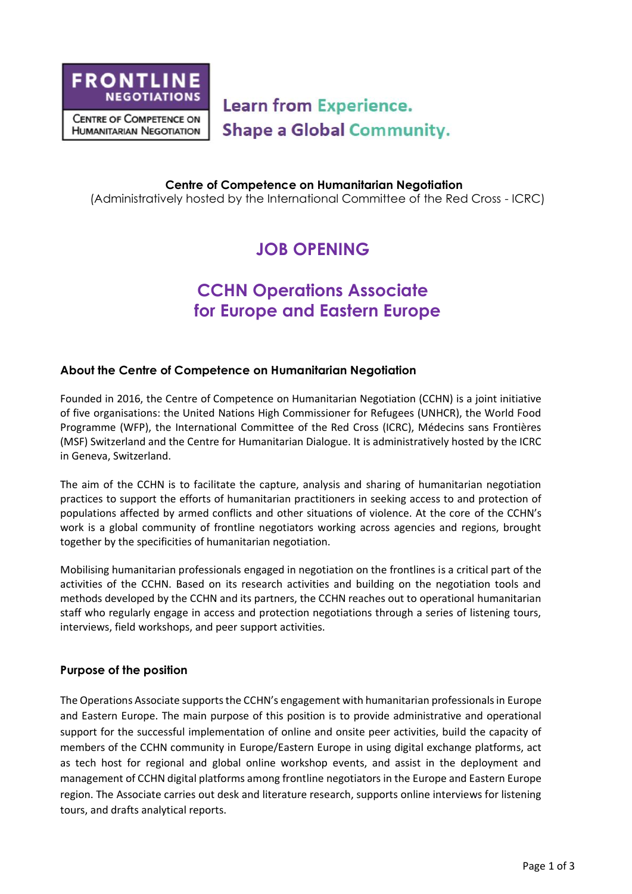FRONTLINE NEGOTIATIONS

Centre of Competence on Humanitarian Negotiation

**Learn from Experience.**
**Shape a Global Community.**

**Centre of Competence on Humanitarian Negotiation**
(Administratively hosted by the International Committee of the Red Cross - ICRC)

# JOB OPENING

# CCHN Operations Associate for Europe and Eastern Europe

## About the Centre of Competence on Humanitarian Negotiation

Founded in 2016, the Centre of Competence on Humanitarian Negotiation (CCHN) is a joint initiative of five organisations: the United Nations High Commissioner for Refugees (UNHCR), the World Food Programme (WFP), the International Committee of the Red Cross (ICRC), Médecins sans Frontières (MSF) Switzerland and the Centre for Humanitarian Dialogue. It is administratively hosted by the ICRC in Geneva, Switzerland.

The aim of the CCHN is to facilitate the capture, analysis and sharing of humanitarian negotiation practices to support the efforts of humanitarian practitioners in seeking access to and protection of populations affected by armed conflicts and other situations of violence. At the core of the CCHN's work is a global community of frontline negotiators working across agencies and regions, brought together by the specificities of humanitarian negotiation.

Mobilising humanitarian professionals engaged in negotiation on the frontlines is a critical part of the activities of the CCHN. Based on its research activities and building on the negotiation tools and methods developed by the CCHN and its partners, the CCHN reaches out to operational humanitarian staff who regularly engage in access and protection negotiations through a series of listening tours, interviews, field workshops, and peer support activities.

## Purpose of the position

The Operations Associate supports the CCHN's engagement with humanitarian professionals in Europe and Eastern Europe. The main purpose of this position is to provide administrative and operational support for the successful implementation of online and onsite peer activities, build the capacity of members of the CCHN community in Europe/Eastern Europe in using digital exchange platforms, act as tech host for regional and global online workshop events, and assist in the deployment and management of CCHN digital platforms among frontline negotiators in the Europe and Eastern Europe region. The Associate carries out desk and literature research, supports online interviews for listening tours, and drafts analytical reports.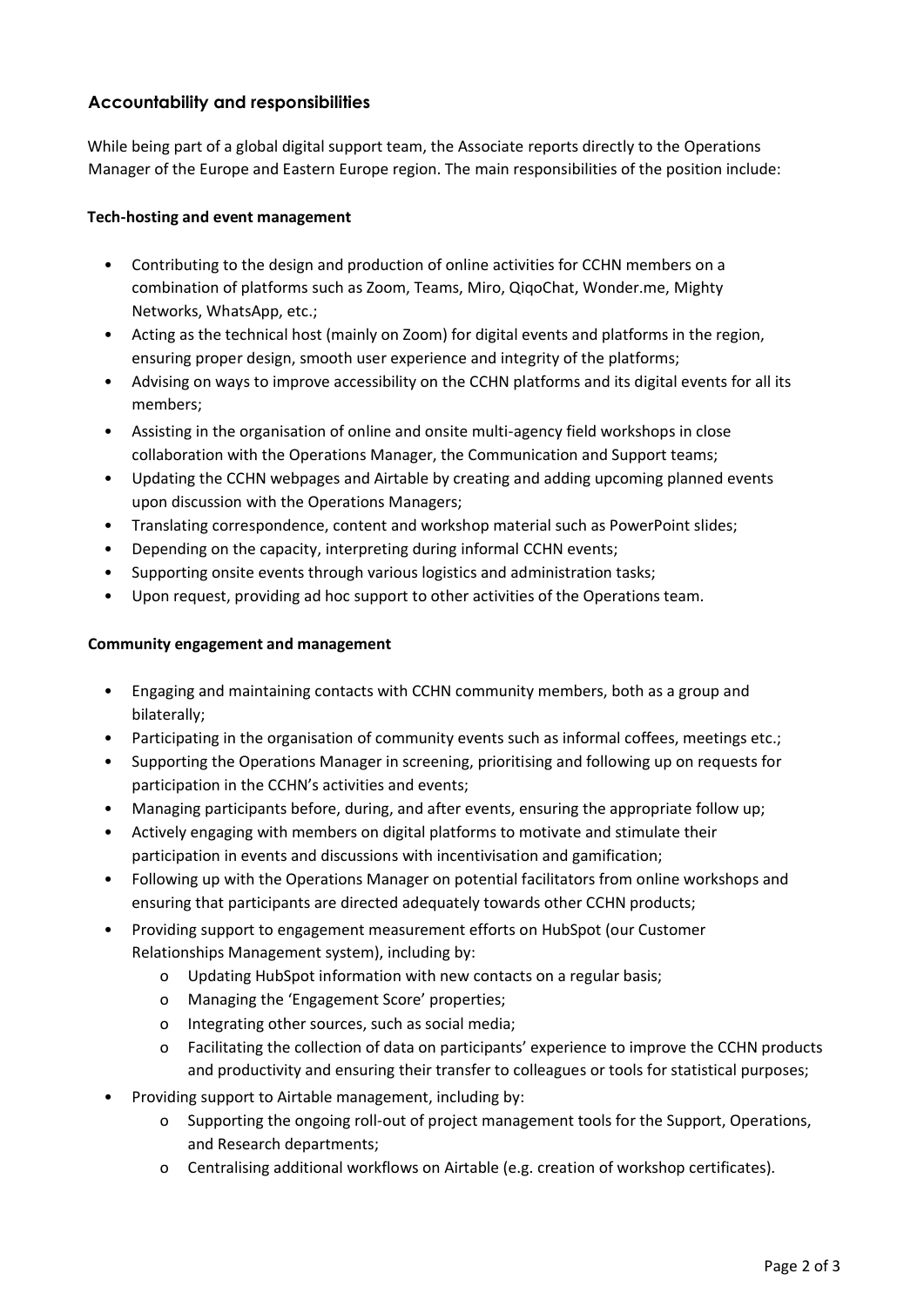## Accountability and responsibilities

While being part of a global digital support team, the Associate reports directly to the Operations Manager of the Europe and Eastern Europe region. The main responsibilities of the position include:

**Tech-hosting and event management**

- Contributing to the design and production of online activities for CCHN members on a combination of platforms such as Zoom, Teams, Miro, QiqoChat, Wonder.me, Mighty Networks, WhatsApp, etc.;
- Acting as the technical host (mainly on Zoom) for digital events and platforms in the region, ensuring proper design, smooth user experience and integrity of the platforms;
- Advising on ways to improve accessibility on the CCHN platforms and its digital events for all its members;
- Assisting in the organisation of online and onsite multi-agency field workshops in close collaboration with the Operations Manager, the Communication and Support teams;
- Updating the CCHN webpages and Airtable by creating and adding upcoming planned events upon discussion with the Operations Managers;
- Translating correspondence, content and workshop material such as PowerPoint slides;
- Depending on the capacity, interpreting during informal CCHN events;
- Supporting onsite events through various logistics and administration tasks;
- Upon request, providing ad hoc support to other activities of the Operations team.

**Community engagement and management**

- Engaging and maintaining contacts with CCHN community members, both as a group and bilaterally;
- Participating in the organisation of community events such as informal coffees, meetings etc.;
- Supporting the Operations Manager in screening, prioritising and following up on requests for participation in the CCHN's activities and events;
- Managing participants before, during, and after events, ensuring the appropriate follow up;
- Actively engaging with members on digital platforms to motivate and stimulate their participation in events and discussions with incentivisation and gamification;
- Following up with the Operations Manager on potential facilitators from online workshops and ensuring that participants are directed adequately towards other CCHN products;
- Providing support to engagement measurement efforts on HubSpot (our Customer Relationships Management system), including by:
  - Updating HubSpot information with new contacts on a regular basis;
  - Managing the 'Engagement Score' properties;
  - Integrating other sources, such as social media;
  - Facilitating the collection of data on participants' experience to improve the CCHN products and productivity and ensuring their transfer to colleagues or tools for statistical purposes;
- Providing support to Airtable management, including by:
  - Supporting the ongoing roll-out of project management tools for the Support, Operations, and Research departments;
  - Centralising additional workflows on Airtable (e.g. creation of workshop certificates).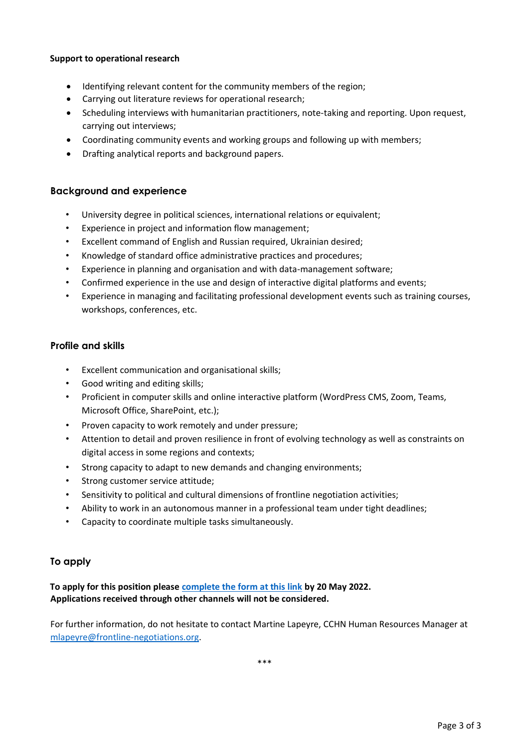**Support to operational research**

- Identifying relevant content for the community members of the region;
- Carrying out literature reviews for operational research;
- Scheduling interviews with humanitarian practitioners, note-taking and reporting. Upon request, carrying out interviews;
- Coordinating community events and working groups and following up with members;
- Drafting analytical reports and background papers.

## Background and experience

- University degree in political sciences, international relations or equivalent;
- Experience in project and information flow management;
- Excellent command of English and Russian required, Ukrainian desired;
- Knowledge of standard office administrative practices and procedures;
- Experience in planning and organisation and with data-management software;
- Confirmed experience in the use and design of interactive digital platforms and events;
- Experience in managing and facilitating professional development events such as training courses, workshops, conferences, etc.

## Profile and skills

- Excellent communication and organisational skills;
- Good writing and editing skills;
- Proficient in computer skills and online interactive platform (WordPress CMS, Zoom, Teams, Microsoft Office, SharePoint, etc.);
- Proven capacity to work remotely and under pressure;
- Attention to detail and proven resilience in front of evolving technology as well as constraints on digital access in some regions and contexts;
- Strong capacity to adapt to new demands and changing environments;
- Strong customer service attitude;
- Sensitivity to political and cultural dimensions of frontline negotiation activities;
- Ability to work in an autonomous manner in a professional team under tight deadlines;
- Capacity to coordinate multiple tasks simultaneously.

## To apply

**To apply for this position please complete the form at this link by 20 May 2022.**
**Applications received through other channels will not be considered.**

For further information, do not hesitate to contact Martine Lapeyre, CCHN Human Resources Manager at mlapeyre@frontline-negotiations.org.

***